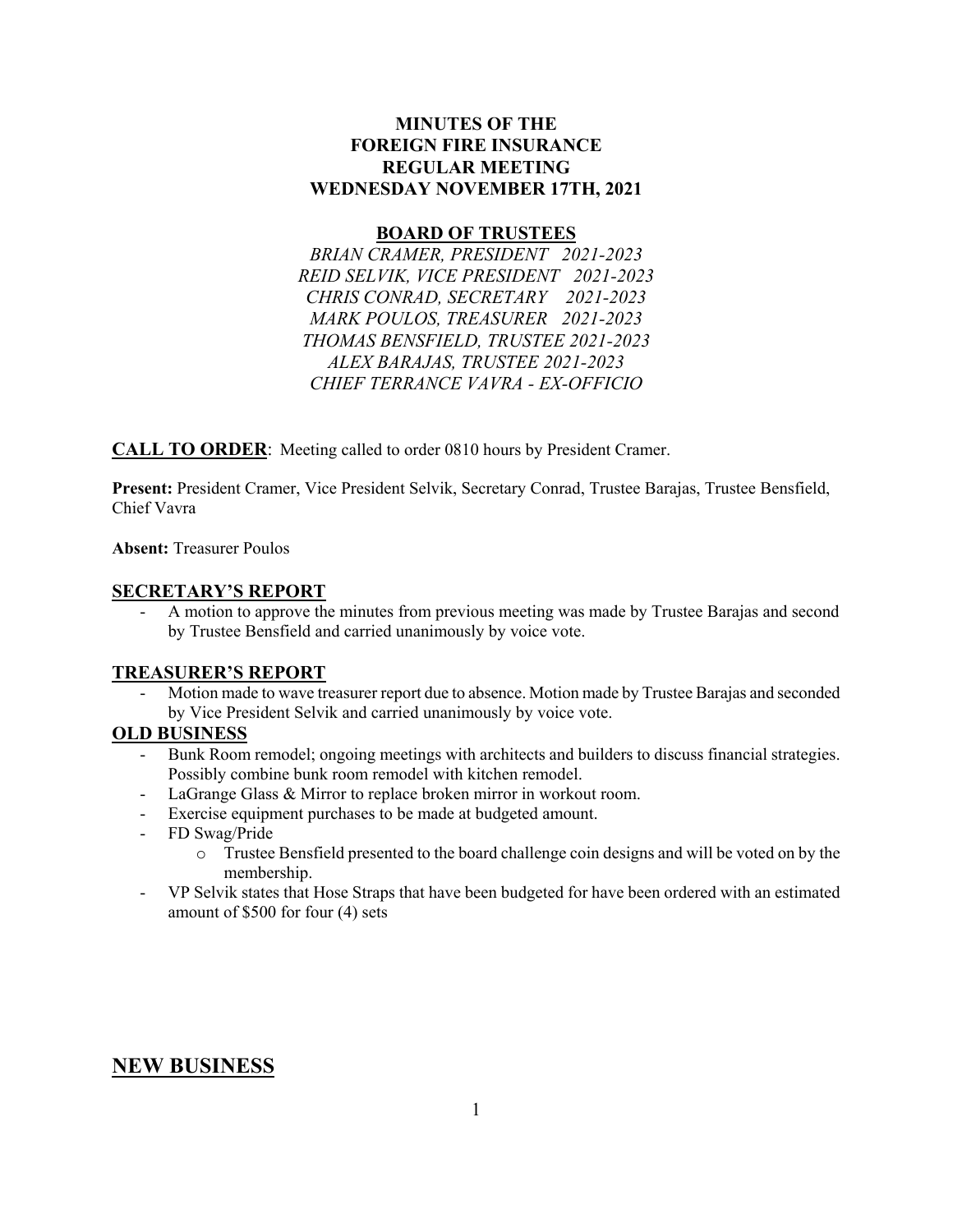# MINUTES OF THE
# FOREIGN FIRE INSURANCE
# REGULAR MEETING
# WEDNESDAY NOVEMBER 17TH, 2021

## BOARD OF TRUSTEES

*BRIAN CRAMER, PRESIDENT 2021-2023*
*REID SELVIK, VICE PRESIDENT 2021-2023*
*CHRIS CONRAD, SECRETARY 2021-2023*
*MARK POULOS, TREASURER 2021-2023*
*THOMAS BENSFIELD, TRUSTEE 2021-2023*
*ALEX BARAJAS, TRUSTEE 2021-2023*
*CHIEF TERRANCE VAVRA - EX-OFFICIO*

**CALL TO ORDER**: Meeting called to order 0810 hours by President Cramer.

**Present:** President Cramer, Vice President Selvik, Secretary Conrad, Trustee Barajas, Trustee Bensfield, Chief Vavra

**Absent:** Treasurer Poulos

## SECRETARY'S REPORT

- A motion to approve the minutes from previous meeting was made by Trustee Barajas and second by Trustee Bensfield and carried unanimously by voice vote.

## TREASURER'S REPORT

- Motion made to wave treasurer report due to absence. Motion made by Trustee Barajas and seconded by Vice President Selvik and carried unanimously by voice vote.

## OLD BUSINESS

- Bunk Room remodel; ongoing meetings with architects and builders to discuss financial strategies. Possibly combine bunk room remodel with kitchen remodel.
- LaGrange Glass & Mirror to replace broken mirror in workout room.
- Exercise equipment purchases to be made at budgeted amount.
- FD Swag/Pride
  - Trustee Bensfield presented to the board challenge coin designs and will be voted on by the membership.
- VP Selvik states that Hose Straps that have been budgeted for have been ordered with an estimated amount of $500 for four (4) sets

# NEW BUSINESS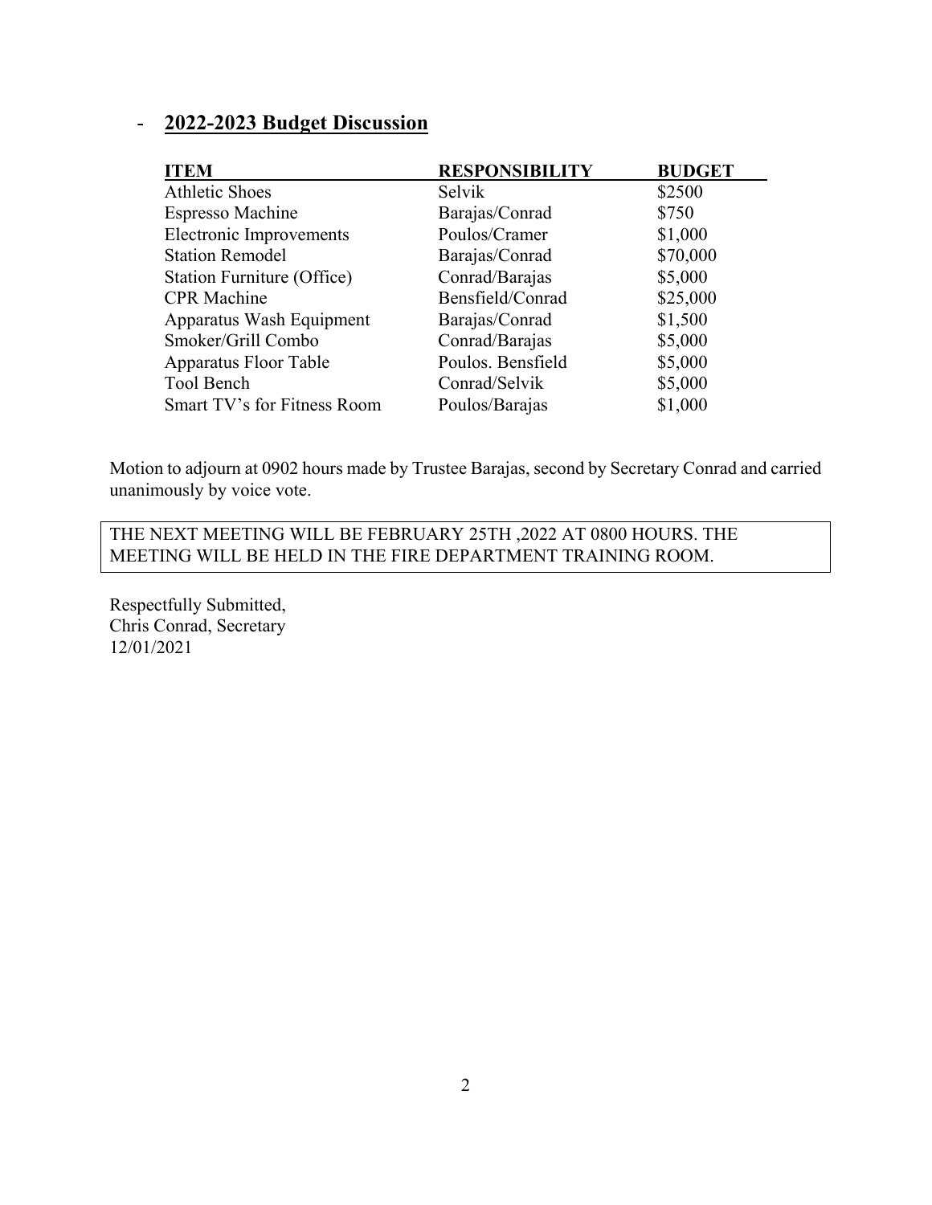- **2022-2023 Budget Discussion**

| ITEM | RESPONSIBILITY | BUDGET |
| --- | --- | --- |
| Athletic Shoes | Selvik | $2500 |
| Espresso Machine | Barajas/Conrad | $750 |
| Electronic Improvements | Poulos/Cramer | $1,000 |
| Station Remodel | Barajas/Conrad | $70,000 |
| Station Furniture (Office) | Conrad/Barajas | $5,000 |
| CPR Machine | Bensfield/Conrad | $25,000 |
| Apparatus Wash Equipment | Barajas/Conrad | $1,500 |
| Smoker/Grill Combo | Conrad/Barajas | $5,000 |
| Apparatus Floor Table | Poulos. Bensfield | $5,000 |
| Tool Bench | Conrad/Selvik | $5,000 |
| Smart TV's for Fitness Room | Poulos/Barajas | $1,000 |

Motion to adjourn at 0902 hours made by Trustee Barajas, second by Secretary Conrad and carried unanimously by voice vote.

THE NEXT MEETING WILL BE FEBRUARY 25TH ,2022 AT 0800 HOURS. THE MEETING WILL BE HELD IN THE FIRE DEPARTMENT TRAINING ROOM.

Respectfully Submitted,
Chris Conrad, Secretary
12/01/2021